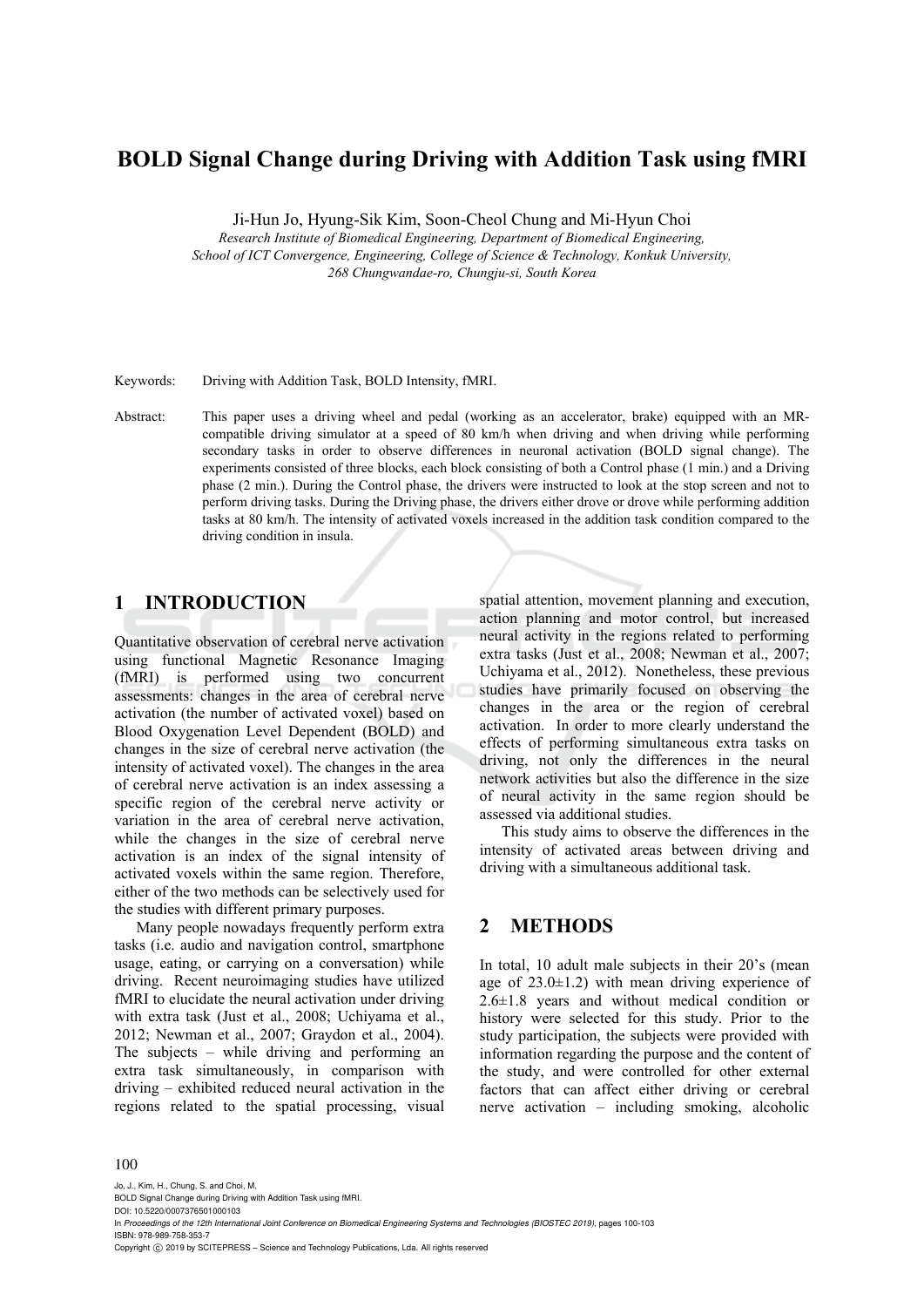# BOLD Signal Change during Driving with Addition Task using fMRI

Ji-Hun Jo, Hyung-Sik Kim, Soon-Cheol Chung and Mi-Hyun Choi

*Research Institute of Biomedical Engineering, Department of Biomedical Engineering, School of ICT Convergence, Engineering, College of Science & Technology, Konkuk University, 268 Chungwandae-ro, Chungju-si, South Korea*

Keywords: Driving with Addition Task, BOLD Intensity, fMRI.

Abstract: This paper uses a driving wheel and pedal (working as an accelerator, brake) equipped with an MR-compatible driving simulator at a speed of 80 km/h when driving and when driving while performing secondary tasks in order to observe differences in neuronal activation (BOLD signal change). The experiments consisted of three blocks, each block consisting of both a Control phase (1 min.) and a Driving phase (2 min.). During the Control phase, the drivers were instructed to look at the stop screen and not to perform driving tasks. During the Driving phase, the drivers either drove or drove while performing addition tasks at 80 km/h. The intensity of activated voxels increased in the addition task condition compared to the driving condition in insula.

## 1 INTRODUCTION

Quantitative observation of cerebral nerve activation using functional Magnetic Resonance Imaging (fMRI) is performed using two concurrent assessments: changes in the area of cerebral nerve activation (the number of activated voxel) based on Blood Oxygenation Level Dependent (BOLD) and changes in the size of cerebral nerve activation (the intensity of activated voxel). The changes in the area of cerebral nerve activation is an index assessing a specific region of the cerebral nerve activity or variation in the area of cerebral nerve activation, while the changes in the size of cerebral nerve activation is an index of the signal intensity of activated voxels within the same region. Therefore, either of the two methods can be selectively used for the studies with different primary purposes.

Many people nowadays frequently perform extra tasks (i.e. audio and navigation control, smartphone usage, eating, or carrying on a conversation) while driving. Recent neuroimaging studies have utilized fMRI to elucidate the neural activation under driving with extra task (Just et al., 2008; Uchiyama et al., 2012; Newman et al., 2007; Graydon et al., 2004). The subjects – while driving and performing an extra task simultaneously, in comparison with driving – exhibited reduced neural activation in the regions related to the spatial processing, visual spatial attention, movement planning and execution, action planning and motor control, but increased neural activity in the regions related to performing extra tasks (Just et al., 2008; Newman et al., 2007; Uchiyama et al., 2012). Nonetheless, these previous studies have primarily focused on observing the changes in the area or the region of cerebral activation. In order to more clearly understand the effects of performing simultaneous extra tasks on driving, not only the differences in the neural network activities but also the difference in the size of neural activity in the same region should be assessed via additional studies.

This study aims to observe the differences in the intensity of activated areas between driving and driving with a simultaneous additional task.

## 2 METHODS

In total, 10 adult male subjects in their 20's (mean age of 23.0±1.2) with mean driving experience of 2.6±1.8 years and without medical condition or history were selected for this study. Prior to the study participation, the subjects were provided with information regarding the purpose and the content of the study, and were controlled for other external factors that can affect either driving or cerebral nerve activation – including smoking, alcoholic

Jo, J., Kim, H., Chung, S. and Choi, M.
BOLD Signal Change during Driving with Addition Task using fMRI.
DOI: 10.5220/0007376501000103
In *Proceedings of the 12th International Joint Conference on Biomedical Engineering Systems and Technologies (BIOSTEC 2019)*, pages 100-103
ISBN: 978-989-758-353-7
Copyright © 2019 by SCITEPRESS – Science and Technology Publications, Lda. All rights reserved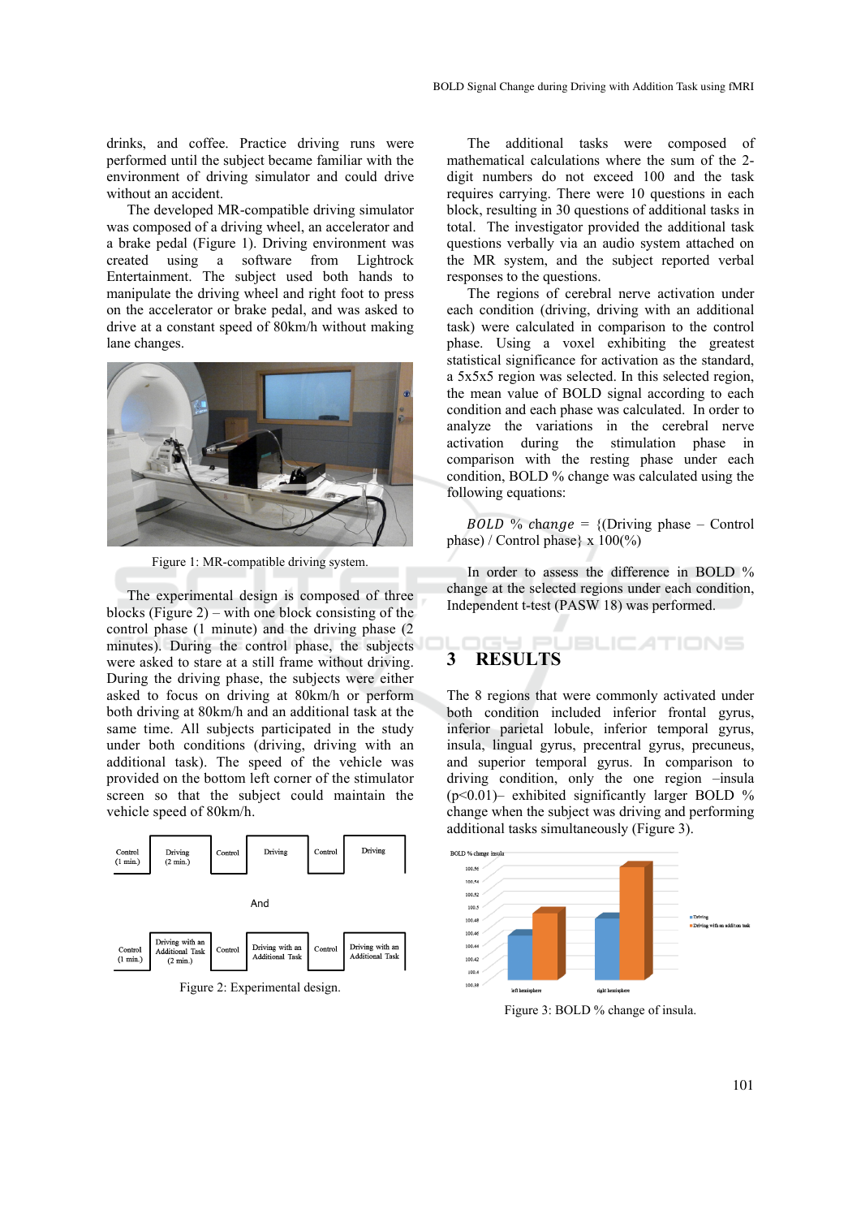drinks, and coffee. Practice driving runs were performed until the subject became familiar with the environment of driving simulator and could drive without an accident.

The developed MR-compatible driving simulator was composed of a driving wheel, an accelerator and a brake pedal (Figure 1). Driving environment was created using a software from Lightrock Entertainment. The subject used both hands to manipulate the driving wheel and right foot to press on the accelerator or brake pedal, and was asked to drive at a constant speed of 80km/h without making lane changes.

Figure 1: MR-compatible driving system.

The experimental design is composed of three blocks (Figure 2) – with one block consisting of the control phase (1 minute) and the driving phase (2 minutes). During the control phase, the subjects were asked to stare at a still frame without driving. During the driving phase, the subjects were either asked to focus on driving at 80km/h or perform both driving at 80km/h and an additional task at the same time. All subjects participated in the study under both conditions (driving, driving with an additional task). The speed of the vehicle was provided on the bottom left corner of the stimulator screen so that the subject could maintain the vehicle speed of 80km/h.

Figure 2: Experimental design.

The additional tasks were composed of mathematical calculations where the sum of the 2-digit numbers do not exceed 100 and the task requires carrying. There were 10 questions in each block, resulting in 30 questions of additional tasks in total. The investigator provided the additional task questions verbally via an audio system attached on the MR system, and the subject reported verbal responses to the questions.

The regions of cerebral nerve activation under each condition (driving, driving with an additional task) were calculated in comparison to the control phase. Using a voxel exhibiting the greatest statistical significance for activation as the standard, a 5x5x5 region was selected. In this selected region, the mean value of BOLD signal according to each condition and each phase was calculated. In order to analyze the variations in the cerebral nerve activation during the stimulation phase in comparison with the resting phase under each condition, BOLD % change was calculated using the following equations:

$$BOLD\ \%\ change = \{(\text{Driving phase} - \text{Control phase}) / \text{Control phase}\} \times 100(\%)$$

In order to assess the difference in BOLD % change at the selected regions under each condition, Independent t-test (PASW 18) was performed.

## 3 RESULTS

The 8 regions that were commonly activated under both condition included inferior frontal gyrus, inferior parietal lobule, inferior temporal gyrus, insula, lingual gyrus, precentral gyrus, precuneus, and superior temporal gyrus. In comparison to driving condition, only the one region –insula ($p<0.01$)– exhibited significantly larger BOLD % change when the subject was driving and performing additional tasks simultaneously (Figure 3).

Figure 3: BOLD % change of insula.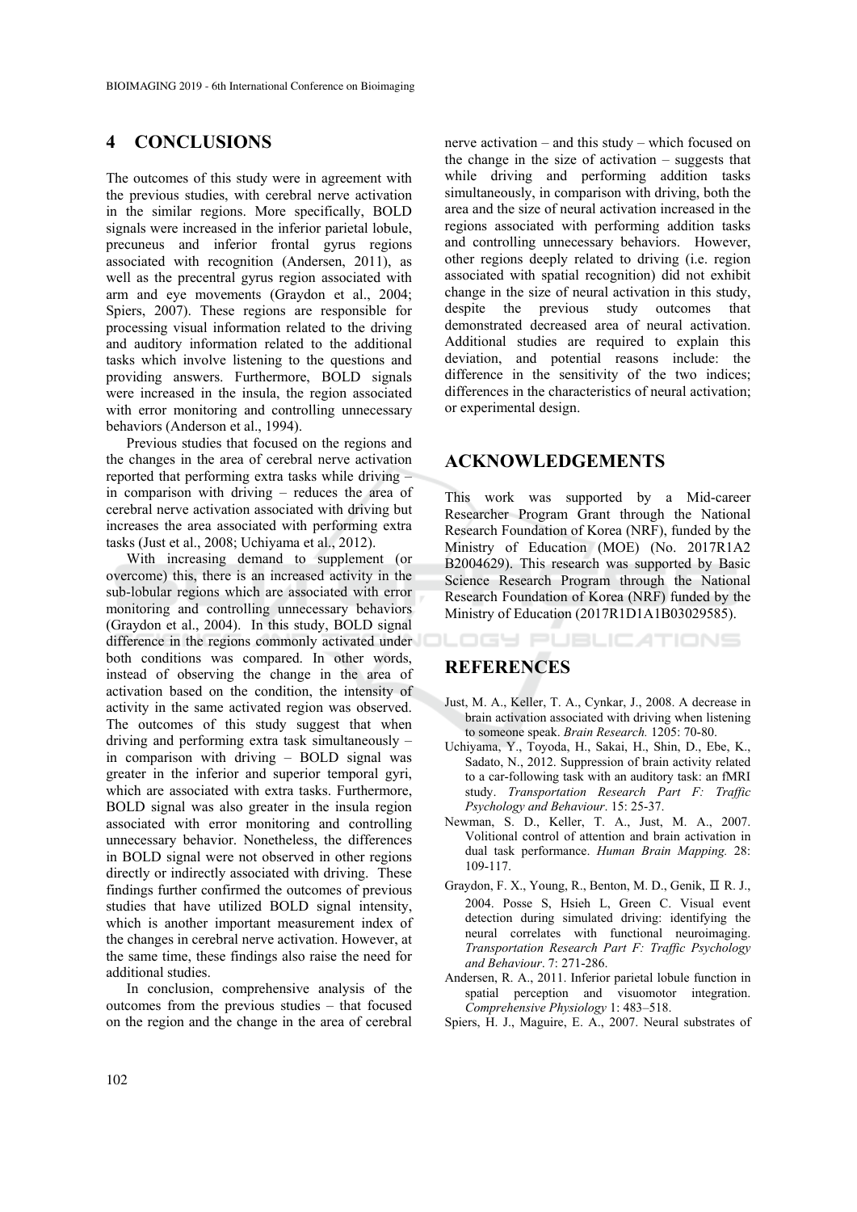## 4 CONCLUSIONS

The outcomes of this study were in agreement with the previous studies, with cerebral nerve activation in the similar regions. More specifically, BOLD signals were increased in the inferior parietal lobule, precuneus and inferior frontal gyrus regions associated with recognition (Andersen, 2011), as well as the precentral gyrus region associated with arm and eye movements (Graydon et al., 2004; Spiers, 2007). These regions are responsible for processing visual information related to the driving and auditory information related to the additional tasks which involve listening to the questions and providing answers. Furthermore, BOLD signals were increased in the insula, the region associated with error monitoring and controlling unnecessary behaviors (Anderson et al., 1994).

Previous studies that focused on the regions and the changes in the area of cerebral nerve activation reported that performing extra tasks while driving – in comparison with driving – reduces the area of cerebral nerve activation associated with driving but increases the area associated with performing extra tasks (Just et al., 2008; Uchiyama et al., 2012).

With increasing demand to supplement (or overcome) this, there is an increased activity in the sub-lobular regions which are associated with error monitoring and controlling unnecessary behaviors (Graydon et al., 2004). In this study, BOLD signal difference in the regions commonly activated under both conditions was compared. In other words, instead of observing the change in the area of activation based on the condition, the intensity of activity in the same activated region was observed. The outcomes of this study suggest that when driving and performing extra task simultaneously – in comparison with driving – BOLD signal was greater in the inferior and superior temporal gyri, which are associated with extra tasks. Furthermore, BOLD signal was also greater in the insula region associated with error monitoring and controlling unnecessary behavior. Nonetheless, the differences in BOLD signal were not observed in other regions directly or indirectly associated with driving. These findings further confirmed the outcomes of previous studies that have utilized BOLD signal intensity, which is another important measurement index of the changes in cerebral nerve activation. However, at the same time, these findings also raise the need for additional studies.

In conclusion, comprehensive analysis of the outcomes from the previous studies – that focused on the region and the change in the area of cerebral nerve activation – and this study – which focused on the change in the size of activation – suggests that while driving and performing addition tasks simultaneously, in comparison with driving, both the area and the size of neural activation increased in the regions associated with performing addition tasks and controlling unnecessary behaviors. However, other regions deeply related to driving (i.e. region associated with spatial recognition) did not exhibit change in the size of neural activation in this study, despite the previous study outcomes that demonstrated decreased area of neural activation. Additional studies are required to explain this deviation, and potential reasons include: the difference in the sensitivity of the two indices; differences in the characteristics of neural activation; or experimental design.

## ACKNOWLEDGEMENTS

This work was supported by a Mid-career Researcher Program Grant through the National Research Foundation of Korea (NRF), funded by the Ministry of Education (MOE) (No. 2017R1A2 B2004629). This research was supported by Basic Science Research Program through the National Research Foundation of Korea (NRF) funded by the Ministry of Education (2017R1D1A1B03029585).

## REFERENCES

Just, M. A., Keller, T. A., Cynkar, J., 2008. A decrease in brain activation associated with driving when listening to someone speak. *Brain Research.* 1205: 70-80.

Uchiyama, Y., Toyoda, H., Sakai, H., Shin, D., Ebe, K., Sadato, N., 2012. Suppression of brain activity related to a car-following task with an auditory task: an fMRI study. *Transportation Research Part F: Traffic Psychology and Behaviour*. 15: 25-37.

Newman, S. D., Keller, T. A., Just, M. A., 2007. Volitional control of attention and brain activation in dual task performance. *Human Brain Mapping.* 28: 109-117.

Graydon, F. X., Young, R., Benton, M. D., Genik, Ⅱ R. J., 2004. Posse S, Hsieh L, Green C. Visual event detection during simulated driving: identifying the neural correlates with functional neuroimaging. *Transportation Research Part F: Traffic Psychology and Behaviour*. 7: 271-286.

Andersen, R. A., 2011. Inferior parietal lobule function in spatial perception and visuomotor integration. *Comprehensive Physiology* 1: 483–518.

Spiers, H. J., Maguire, E. A., 2007. Neural substrates of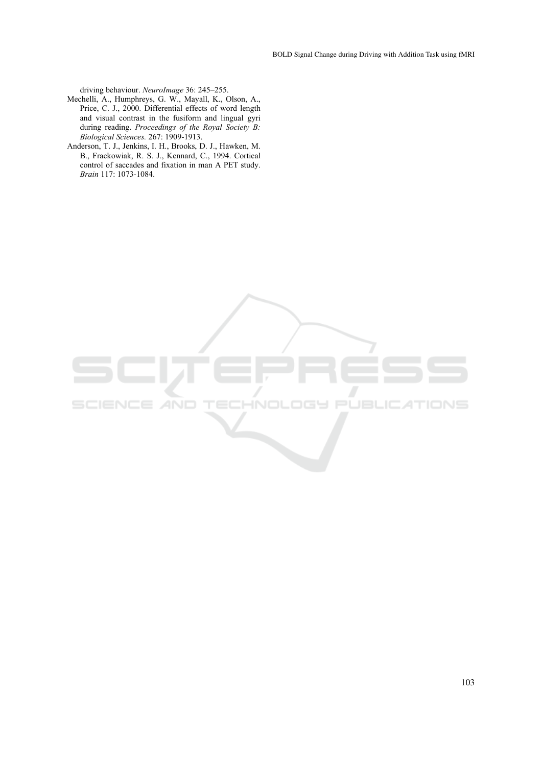driving behaviour. *NeuroImage* 36: 245–255.

Mechelli, A., Humphreys, G. W., Mayall, K., Olson, A., Price, C. J., 2000. Differential effects of word length and visual contrast in the fusiform and lingual gyri during reading. *Proceedings of the Royal Society B: Biological Sciences.* 267: 1909-1913.

Anderson, T. J., Jenkins, I. H., Brooks, D. J., Hawken, M. B., Frackowiak, R. S. J., Kennard, C., 1994. Cortical control of saccades and fixation in man A PET study. *Brain* 117: 1073-1084.